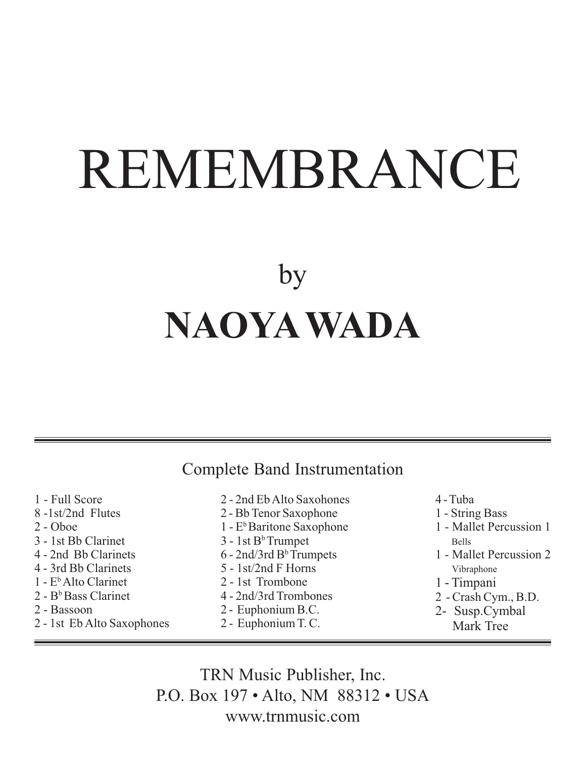# REMEMBRANCE

by

## NAOYA WADA

---

Complete Band Instrumentation

- 1 - Full Score
- 8 -1st/2nd Flutes
- 2 - Oboe
- 3 - 1st Bb Clarinet
- 4 - 2nd Bb Clarinets
- 4 - 3rd Bb Clarinets
- 1 - E$^{b}$ Alto Clarinet
- 2 - B$^{b}$ Bass Clarinet
- 2 - Bassoon
- 2 - 1st Eb Alto Saxophones
- 2 - 2nd Eb Alto Saxohones
- 2 - Bb Tenor Saxophone
- 1 - E$^{b}$ Baritone Saxophone
- 3 - 1st B$^{b}$ Trumpet
- 6 - 2nd/3rd B$^{b}$ Trumpets
- 5 - 1st/2nd F Horns
- 2 - 1st Trombone
- 4 - 2nd/3rd Trombones
- 2 - Euphonium B.C.
- 2 - Euphonium T. C.
- 4 - Tuba
- 1 - String Bass
- 1 - Mallet Percussion 1
  Bells
- 1 - Mallet Percussion 2
  Vibraphone
- 1 - Timpani
- 2 - Crash Cym., B.D.
- 2- Susp.Cymbal
  Mark Tree

---

TRN Music Publisher, Inc.
P.O. Box 197 • Alto, NM 88312 • USA
www.trnmusic.com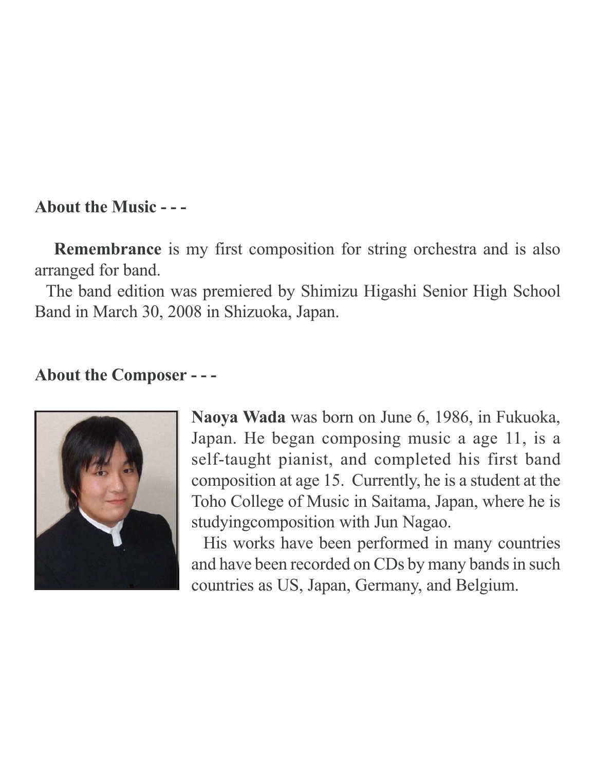**About the Music - - -**

**Remembrance** is my first composition for string orchestra and is also arranged for band.

The band edition was premiered by Shimizu Higashi Senior High School Band in March 30, 2008 in Shizuoka, Japan.

**About the Composer - - -**

**Naoya Wada** was born on June 6, 1986, in Fukuoka, Japan. He began composing music a age 11, is a self-taught pianist, and completed his first band composition at age 15. Currently, he is a student at the Toho College of Music in Saitama, Japan, where he is studyingcomposition with Jun Nagao.

His works have been performed in many countries and have been recorded on CDs by many bands in such countries as US, Japan, Germany, and Belgium.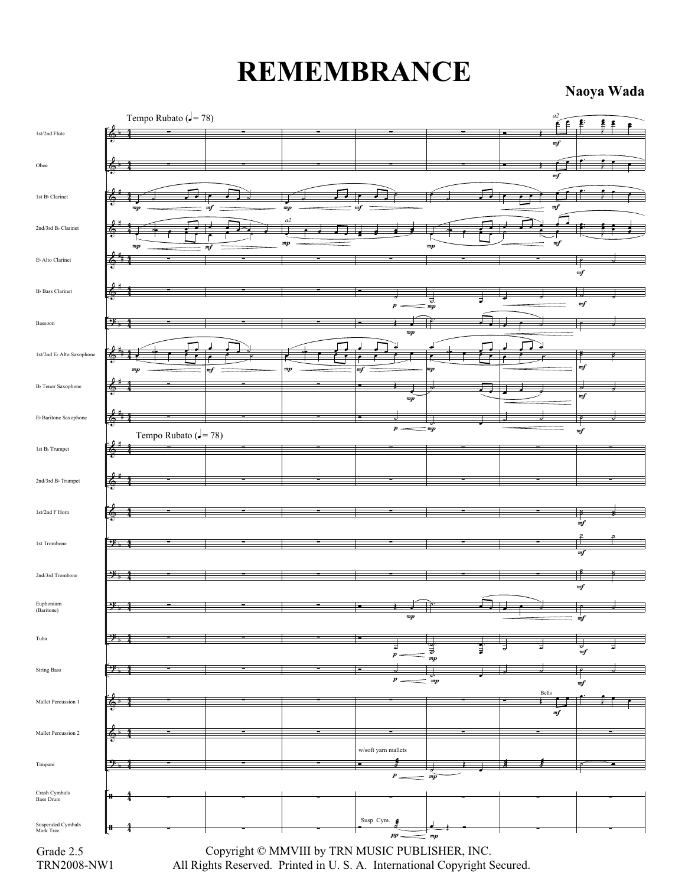# REMEMBRANCE

**Naoya Wada**

Grade 2.5
TRN2008-NW1

Copyright © MMVIII by TRN MUSIC PUBLISHER, INC.
All Rights Reserved. Printed in U. S. A. International Copyright Secured.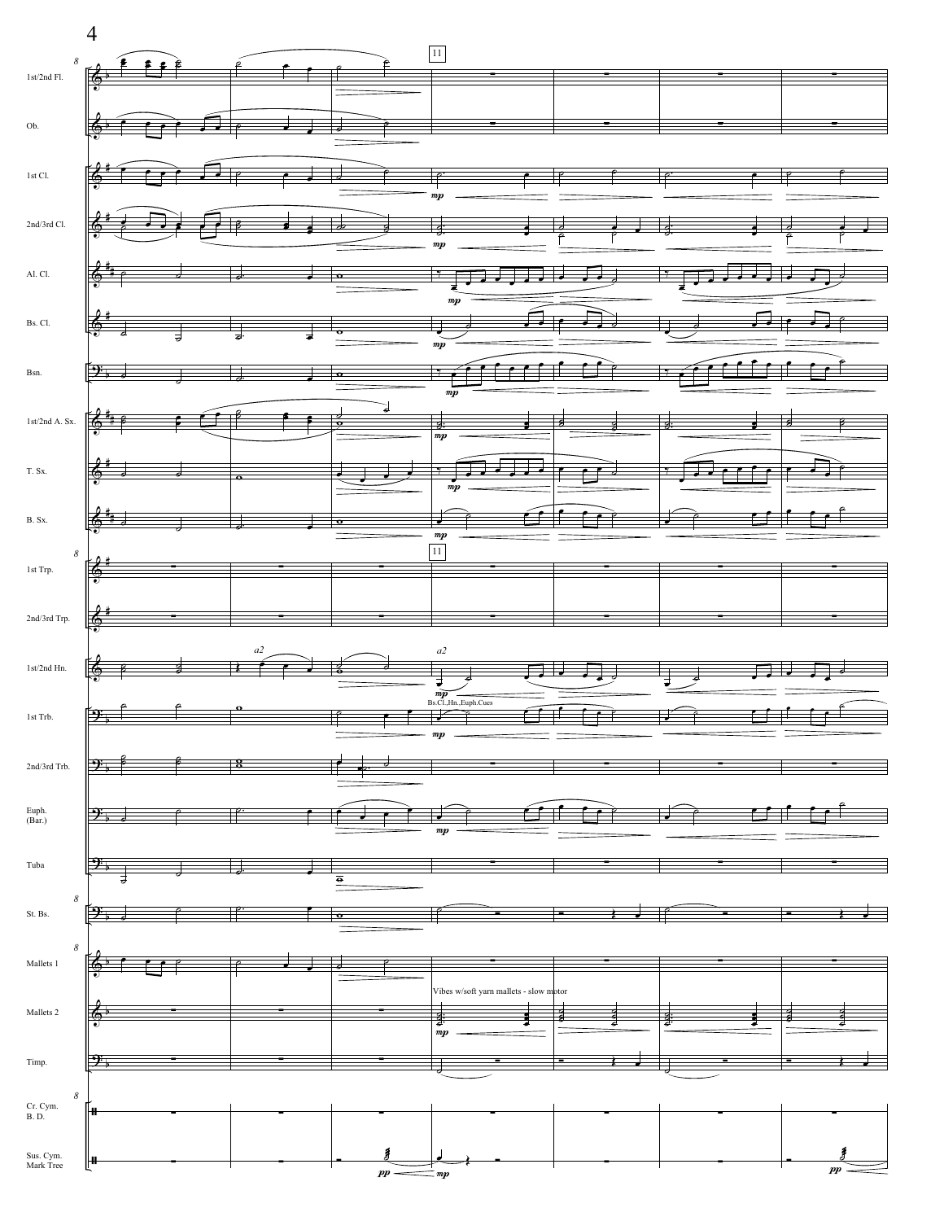1st/2nd Fl.

Ob.

1st Cl.

2nd/3rd Cl.

Al. Cl.

Bs. Cl.

Bsn.

1st/2nd A. Sx.

T. Sx.

B. Sx.

1st Trp.

2nd/3rd Trp.

1st/2nd Hn.

1st Trb.

2nd/3rd Trb.

Euph. (Bar.)

Tuba

St. Bs.

Mallets 1

Mallets 2

Timp.

Cr. Cym. B. D.

Sus. Cym. Mark Tree

11

*a2*

Bs.Cl.,Hn.,Euph.Cues

Vibes w/soft yarn mallets - slow motor

*mp*

*pp*